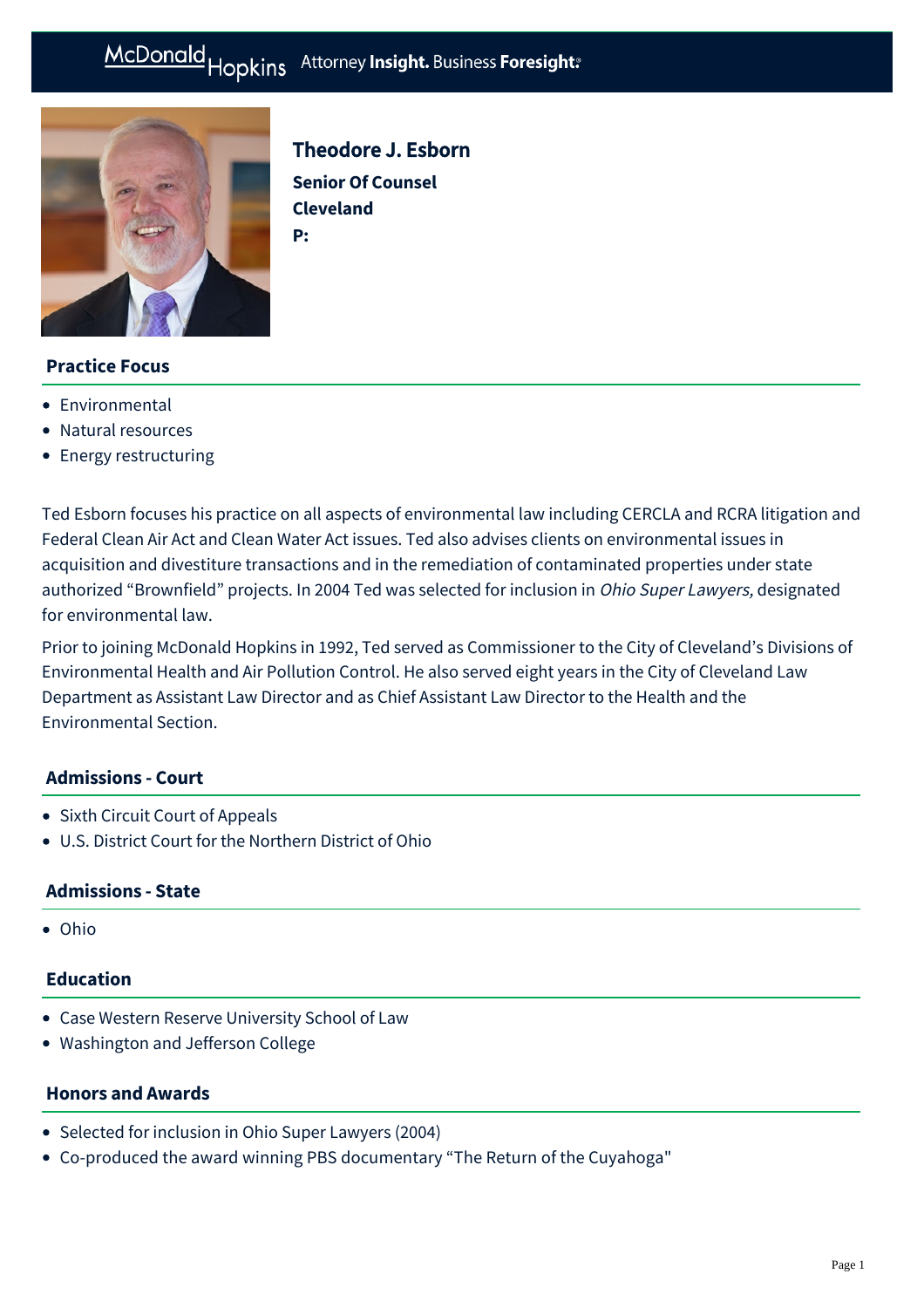# Theodore J. Esborn

**Senior Of Counsel**
**Cleveland**
**P:**

## Practice Focus

- Environmental
- Natural resources
- Energy restructuring

Ted Esborn focuses his practice on all aspects of environmental law including CERCLA and RCRA litigation and Federal Clean Air Act and Clean Water Act issues. Ted also advises clients on environmental issues in acquisition and divestiture transactions and in the remediation of contaminated properties under state authorized "Brownfield" projects. In 2004 Ted was selected for inclusion in *Ohio Super Lawyers,* designated for environmental law.

Prior to joining McDonald Hopkins in 1992, Ted served as Commissioner to the City of Cleveland's Divisions of Environmental Health and Air Pollution Control. He also served eight years in the City of Cleveland Law Department as Assistant Law Director and as Chief Assistant Law Director to the Health and the Environmental Section.

## Admissions - Court

- Sixth Circuit Court of Appeals
- U.S. District Court for the Northern District of Ohio

## Admissions - State

- Ohio

## Education

- Case Western Reserve University School of Law
- Washington and Jefferson College

## Honors and Awards

- Selected for inclusion in Ohio Super Lawyers (2004)
- Co-produced the award winning PBS documentary "The Return of the Cuyahoga"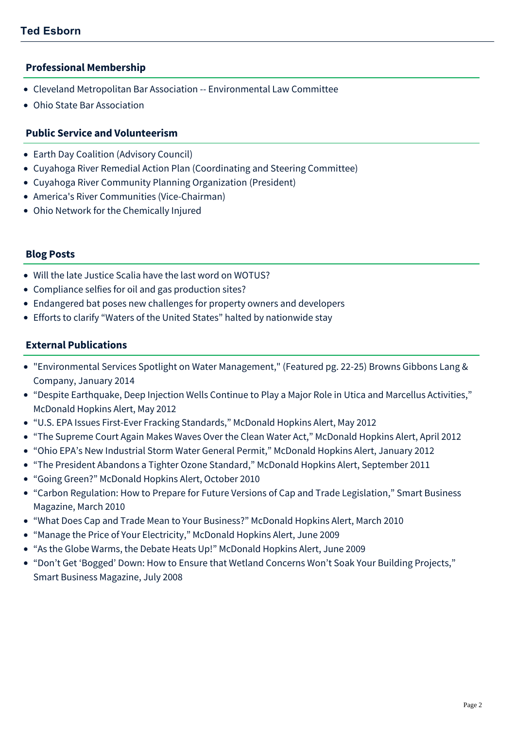## Professional Membership

- Cleveland Metropolitan Bar Association -- Environmental Law Committee
- Ohio State Bar Association

## Public Service and Volunteerism

- Earth Day Coalition (Advisory Council)
- Cuyahoga River Remedial Action Plan (Coordinating and Steering Committee)
- Cuyahoga River Community Planning Organization (President)
- America's River Communities (Vice-Chairman)
- Ohio Network for the Chemically Injured

## Blog Posts

- Will the late Justice Scalia have the last word on WOTUS?
- Compliance selfies for oil and gas production sites?
- Endangered bat poses new challenges for property owners and developers
- Efforts to clarify "Waters of the United States" halted by nationwide stay

## External Publications

- "Environmental Services Spotlight on Water Management," (Featured pg. 22-25) Browns Gibbons Lang & Company, January 2014
- "Despite Earthquake, Deep Injection Wells Continue to Play a Major Role in Utica and Marcellus Activities," McDonald Hopkins Alert, May 2012
- "U.S. EPA Issues First-Ever Fracking Standards," McDonald Hopkins Alert, May 2012
- "The Supreme Court Again Makes Waves Over the Clean Water Act," McDonald Hopkins Alert, April 2012
- "Ohio EPA's New Industrial Storm Water General Permit," McDonald Hopkins Alert, January 2012
- "The President Abandons a Tighter Ozone Standard," McDonald Hopkins Alert, September 2011
- "Going Green?" McDonald Hopkins Alert, October 2010
- "Carbon Regulation: How to Prepare for Future Versions of Cap and Trade Legislation," Smart Business Magazine, March 2010
- "What Does Cap and Trade Mean to Your Business?" McDonald Hopkins Alert, March 2010
- "Manage the Price of Your Electricity," McDonald Hopkins Alert, June 2009
- "As the Globe Warms, the Debate Heats Up!" McDonald Hopkins Alert, June 2009
- "Don't Get 'Bogged' Down: How to Ensure that Wetland Concerns Won't Soak Your Building Projects," Smart Business Magazine, July 2008